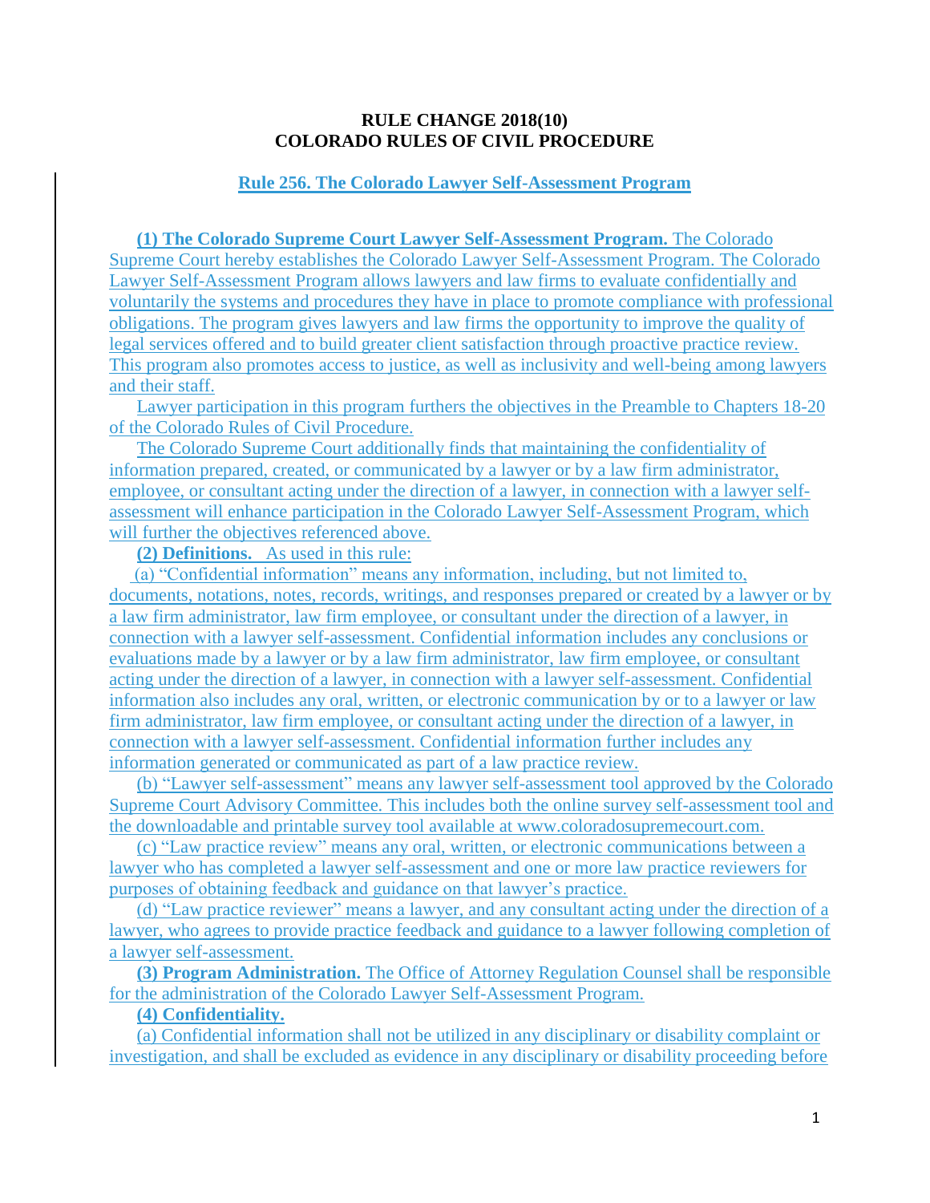**RULE CHANGE 2018(10)**
**COLORADO RULES OF CIVIL PROCEDURE**

**Rule 256. The Colorado Lawyer Self-Assessment Program**

**(1) The Colorado Supreme Court Lawyer Self-Assessment Program.** The Colorado Supreme Court hereby establishes the Colorado Lawyer Self-Assessment Program. The Colorado Lawyer Self-Assessment Program allows lawyers and law firms to evaluate confidentially and voluntarily the systems and procedures they have in place to promote compliance with professional obligations. The program gives lawyers and law firms the opportunity to improve the quality of legal services offered and to build greater client satisfaction through proactive practice review. This program also promotes access to justice, as well as inclusivity and well-being among lawyers and their staff.

Lawyer participation in this program furthers the objectives in the Preamble to Chapters 18-20 of the Colorado Rules of Civil Procedure.

The Colorado Supreme Court additionally finds that maintaining the confidentiality of information prepared, created, or communicated by a lawyer or by a law firm administrator, employee, or consultant acting under the direction of a lawyer, in connection with a lawyer self-assessment will enhance participation in the Colorado Lawyer Self-Assessment Program, which will further the objectives referenced above.

**(2) Definitions.** As used in this rule:

(a) "Confidential information" means any information, including, but not limited to, documents, notations, notes, records, writings, and responses prepared or created by a lawyer or by a law firm administrator, law firm employee, or consultant under the direction of a lawyer, in connection with a lawyer self-assessment. Confidential information includes any conclusions or evaluations made by a lawyer or by a law firm administrator, law firm employee, or consultant acting under the direction of a lawyer, in connection with a lawyer self-assessment. Confidential information also includes any oral, written, or electronic communication by or to a lawyer or law firm administrator, law firm employee, or consultant acting under the direction of a lawyer, in connection with a lawyer self-assessment. Confidential information further includes any information generated or communicated as part of a law practice review.

(b) "Lawyer self-assessment" means any lawyer self-assessment tool approved by the Colorado Supreme Court Advisory Committee. This includes both the online survey self-assessment tool and the downloadable and printable survey tool available at www.coloradosupremecourt.com.

(c) "Law practice review" means any oral, written, or electronic communications between a lawyer who has completed a lawyer self-assessment and one or more law practice reviewers for purposes of obtaining feedback and guidance on that lawyer's practice.

(d) "Law practice reviewer" means a lawyer, and any consultant acting under the direction of a lawyer, who agrees to provide practice feedback and guidance to a lawyer following completion of a lawyer self-assessment.

**(3) Program Administration.** The Office of Attorney Regulation Counsel shall be responsible for the administration of the Colorado Lawyer Self-Assessment Program.

**(4) Confidentiality.**

(a) Confidential information shall not be utilized in any disciplinary or disability complaint or investigation, and shall be excluded as evidence in any disciplinary or disability proceeding before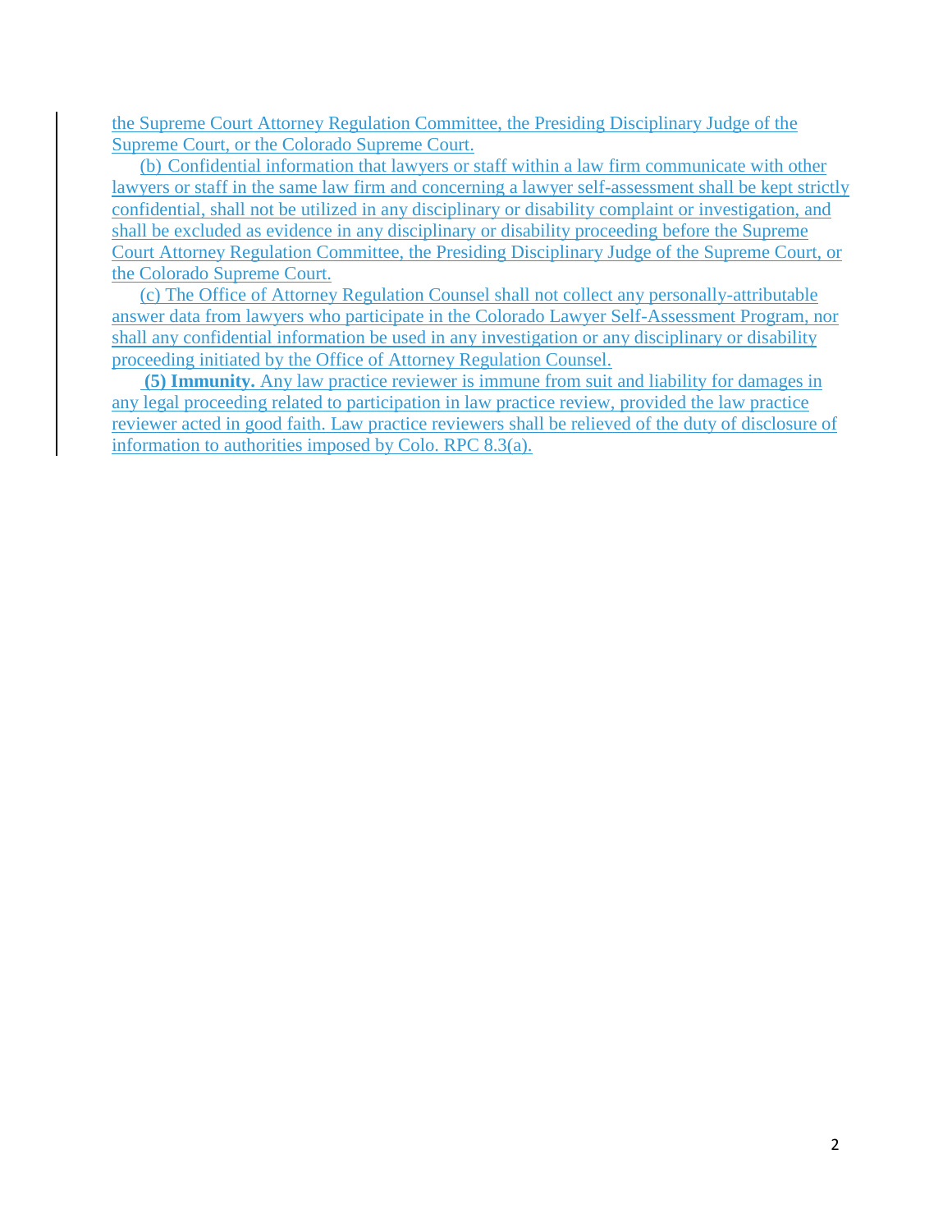the Supreme Court Attorney Regulation Committee, the Presiding Disciplinary Judge of the Supreme Court, or the Colorado Supreme Court.

(b) Confidential information that lawyers or staff within a law firm communicate with other lawyers or staff in the same law firm and concerning a lawyer self-assessment shall be kept strictly confidential, shall not be utilized in any disciplinary or disability complaint or investigation, and shall be excluded as evidence in any disciplinary or disability proceeding before the Supreme Court Attorney Regulation Committee, the Presiding Disciplinary Judge of the Supreme Court, or the Colorado Supreme Court.

(c) The Office of Attorney Regulation Counsel shall not collect any personally-attributable answer data from lawyers who participate in the Colorado Lawyer Self-Assessment Program, nor shall any confidential information be used in any investigation or any disciplinary or disability proceeding initiated by the Office of Attorney Regulation Counsel.

**(5) Immunity.** Any law practice reviewer is immune from suit and liability for damages in any legal proceeding related to participation in law practice review, provided the law practice reviewer acted in good faith. Law practice reviewers shall be relieved of the duty of disclosure of information to authorities imposed by Colo. RPC 8.3(a).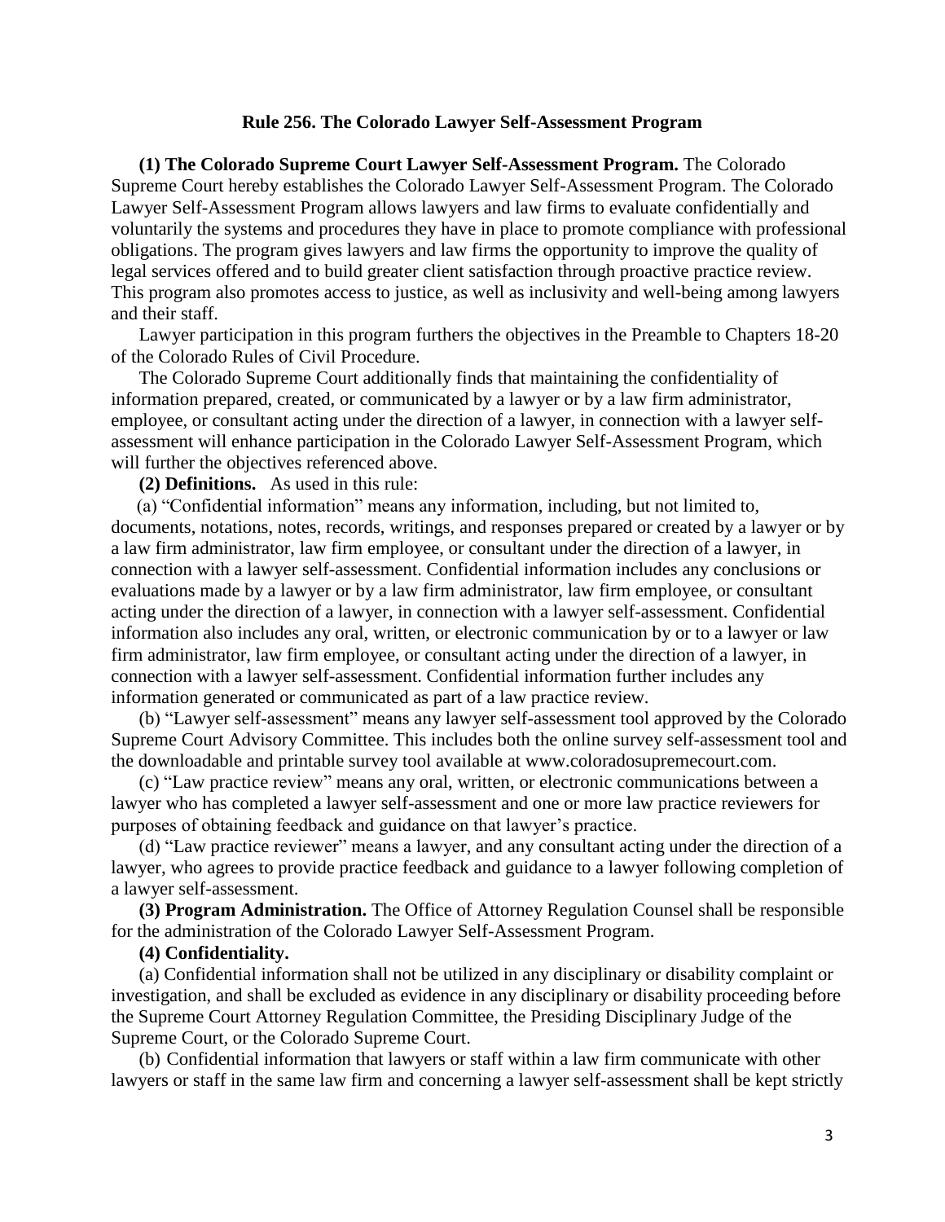## Rule 256. The Colorado Lawyer Self-Assessment Program

**(1) The Colorado Supreme Court Lawyer Self-Assessment Program.** The Colorado Supreme Court hereby establishes the Colorado Lawyer Self-Assessment Program. The Colorado Lawyer Self-Assessment Program allows lawyers and law firms to evaluate confidentially and voluntarily the systems and procedures they have in place to promote compliance with professional obligations. The program gives lawyers and law firms the opportunity to improve the quality of legal services offered and to build greater client satisfaction through proactive practice review. This program also promotes access to justice, as well as inclusivity and well-being among lawyers and their staff.

Lawyer participation in this program furthers the objectives in the Preamble to Chapters 18-20 of the Colorado Rules of Civil Procedure.

The Colorado Supreme Court additionally finds that maintaining the confidentiality of information prepared, created, or communicated by a lawyer or by a law firm administrator, employee, or consultant acting under the direction of a lawyer, in connection with a lawyer self-assessment will enhance participation in the Colorado Lawyer Self-Assessment Program, which will further the objectives referenced above.

**(2) Definitions.** As used in this rule:

(a) "Confidential information" means any information, including, but not limited to, documents, notations, notes, records, writings, and responses prepared or created by a lawyer or by a law firm administrator, law firm employee, or consultant under the direction of a lawyer, in connection with a lawyer self-assessment. Confidential information includes any conclusions or evaluations made by a lawyer or by a law firm administrator, law firm employee, or consultant acting under the direction of a lawyer, in connection with a lawyer self-assessment. Confidential information also includes any oral, written, or electronic communication by or to a lawyer or law firm administrator, law firm employee, or consultant acting under the direction of a lawyer, in connection with a lawyer self-assessment. Confidential information further includes any information generated or communicated as part of a law practice review.

(b) "Lawyer self-assessment" means any lawyer self-assessment tool approved by the Colorado Supreme Court Advisory Committee. This includes both the online survey self-assessment tool and the downloadable and printable survey tool available at www.coloradosupremecourt.com.

(c) "Law practice review" means any oral, written, or electronic communications between a lawyer who has completed a lawyer self-assessment and one or more law practice reviewers for purposes of obtaining feedback and guidance on that lawyer's practice.

(d) "Law practice reviewer" means a lawyer, and any consultant acting under the direction of a lawyer, who agrees to provide practice feedback and guidance to a lawyer following completion of a lawyer self-assessment.

**(3) Program Administration.** The Office of Attorney Regulation Counsel shall be responsible for the administration of the Colorado Lawyer Self-Assessment Program.

**(4) Confidentiality.**

(a) Confidential information shall not be utilized in any disciplinary or disability complaint or investigation, and shall be excluded as evidence in any disciplinary or disability proceeding before the Supreme Court Attorney Regulation Committee, the Presiding Disciplinary Judge of the Supreme Court, or the Colorado Supreme Court.

(b) Confidential information that lawyers or staff within a law firm communicate with other lawyers or staff in the same law firm and concerning a lawyer self-assessment shall be kept strictly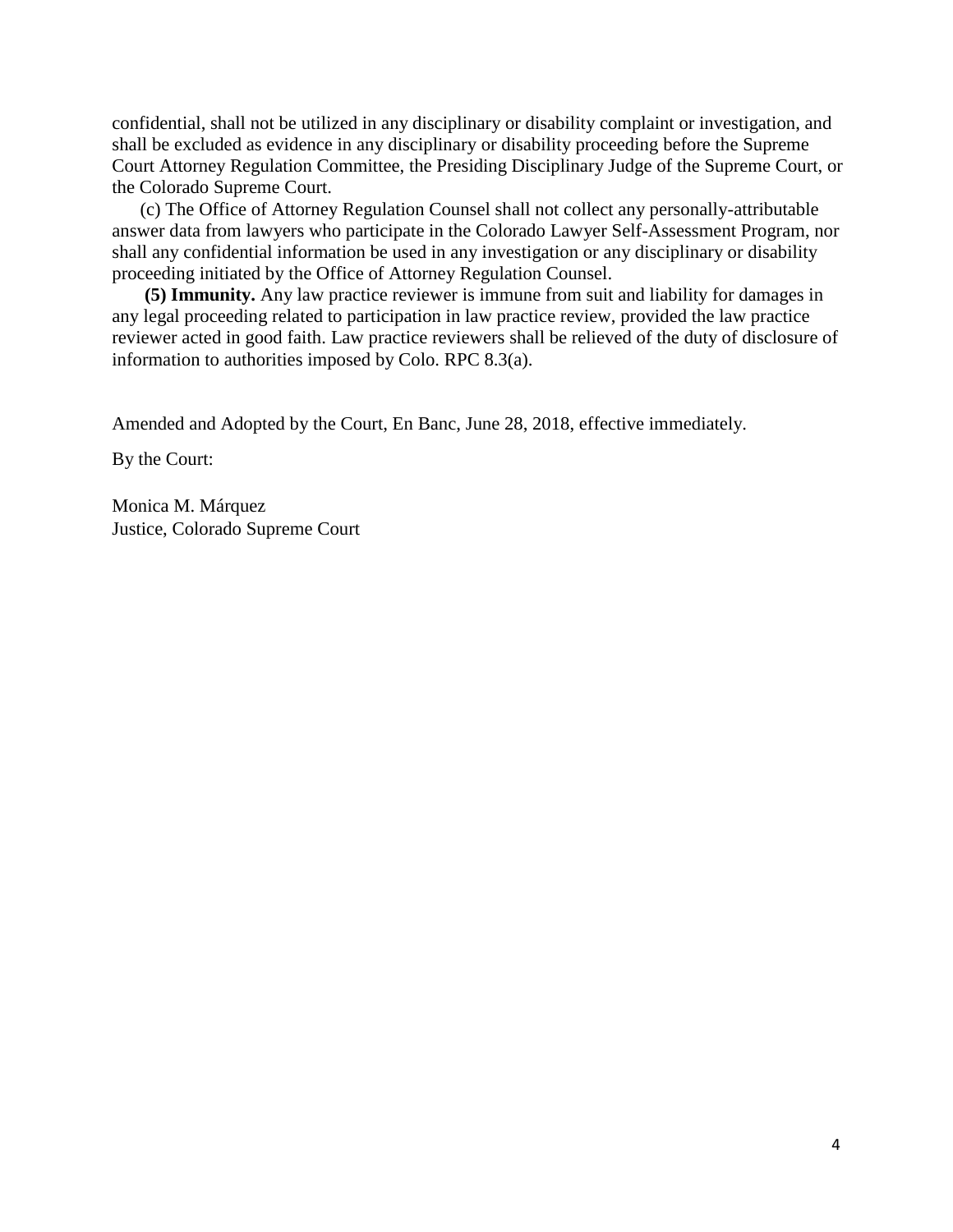confidential, shall not be utilized in any disciplinary or disability complaint or investigation, and shall be excluded as evidence in any disciplinary or disability proceeding before the Supreme Court Attorney Regulation Committee, the Presiding Disciplinary Judge of the Supreme Court, or the Colorado Supreme Court.

(c) The Office of Attorney Regulation Counsel shall not collect any personally-attributable answer data from lawyers who participate in the Colorado Lawyer Self-Assessment Program, nor shall any confidential information be used in any investigation or any disciplinary or disability proceeding initiated by the Office of Attorney Regulation Counsel.

**(5) Immunity.** Any law practice reviewer is immune from suit and liability for damages in any legal proceeding related to participation in law practice review, provided the law practice reviewer acted in good faith. Law practice reviewers shall be relieved of the duty of disclosure of information to authorities imposed by Colo. RPC 8.3(a).

Amended and Adopted by the Court, En Banc, June 28, 2018, effective immediately.

By the Court:

Monica M. Márquez
Justice, Colorado Supreme Court